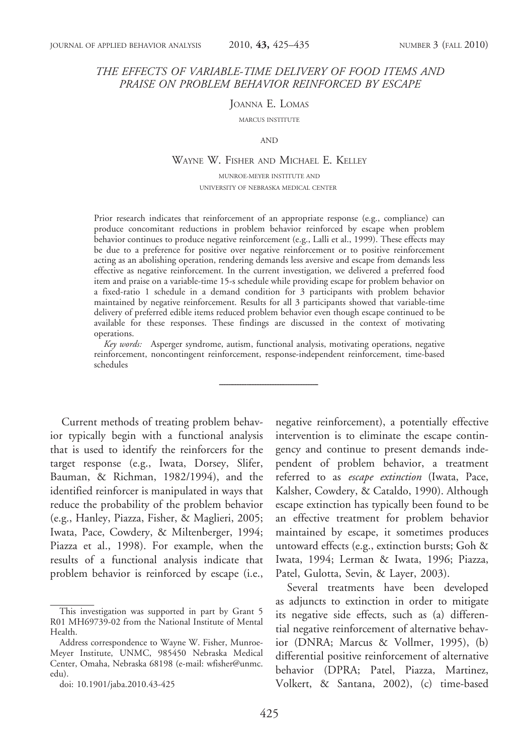# THE EFFECTS OF VARIABLE-TIME DELIVERY OF FOOD ITEMS AND PRAISE ON PROBLEM BEHAVIOR REINFORCED BY ESCAPE

Joanna E. Lomas

MARCUS INSTITUTE

AND

Wayne W. Fisher and Michael E. Kelley

MUNROE-MEYER INSTITUTE AND UNIVERSITY OF NEBRASKA MEDICAL CENTER

Prior research indicates that reinforcement of an appropriate response (e.g., compliance) can produce concomitant reductions in problem behavior reinforced by escape when problem behavior continues to produce negative reinforcement (e.g., Lalli et al., 1999). These effects may be due to a preference for positive over negative reinforcement or to positive reinforcement acting as an abolishing operation, rendering demands less aversive and escape from demands less effective as negative reinforcement. In the current investigation, we delivered a preferred food item and praise on a variable-time 15-s schedule while providing escape for problem behavior on a fixed-ratio 1 schedule in a demand condition for 3 participants with problem behavior maintained by negative reinforcement. Results for all 3 participants showed that variable-time delivery of preferred edible items reduced problem behavior even though escape continued to be available for these responses. These findings are discussed in the context of motivating operations.

*Key words:* Asperger syndrome, autism, functional analysis, motivating operations, negative reinforcement, noncontingent reinforcement, response-independent reinforcement, time-based schedules

---

Current methods of treating problem behavior typically begin with a functional analysis that is used to identify the reinforcers for the target response (e.g., Iwata, Dorsey, Slifer, Bauman, & Richman, 1982/1994), and the identified reinforcer is manipulated in ways that reduce the probability of the problem behavior (e.g., Hanley, Piazza, Fisher, & Maglieri, 2005; Iwata, Pace, Cowdery, & Miltenberger, 1994; Piazza et al., 1998). For example, when the results of a functional analysis indicate that problem behavior is reinforced by escape (i.e., negative reinforcement), a potentially effective intervention is to eliminate the escape contingency and continue to present demands independent of problem behavior, a treatment referred to as *escape extinction* (Iwata, Pace, Kalsher, Cowdery, & Cataldo, 1990). Although escape extinction has typically been found to be an effective treatment for problem behavior maintained by escape, it sometimes produces untoward effects (e.g., extinction bursts; Goh & Iwata, 1994; Lerman & Iwata, 1996; Piazza, Patel, Gulotta, Sevin, & Layer, 2003).

Several treatments have been developed as adjuncts to extinction in order to mitigate its negative side effects, such as (a) differential negative reinforcement of alternative behavior (DNRA; Marcus & Vollmer, 1995), (b) differential positive reinforcement of alternative behavior (DPRA; Patel, Piazza, Martinez, Volkert, & Santana, 2002), (c) time-based

---

This investigation was supported in part by Grant 5 R01 MH69739-02 from the National Institute of Mental Health.

Address correspondence to Wayne W. Fisher, Munroe-Meyer Institute, UNMC, 985450 Nebraska Medical Center, Omaha, Nebraska 68198 (e-mail: wfisher@unmc.edu).

doi: 10.1901/jaba.2010.43-425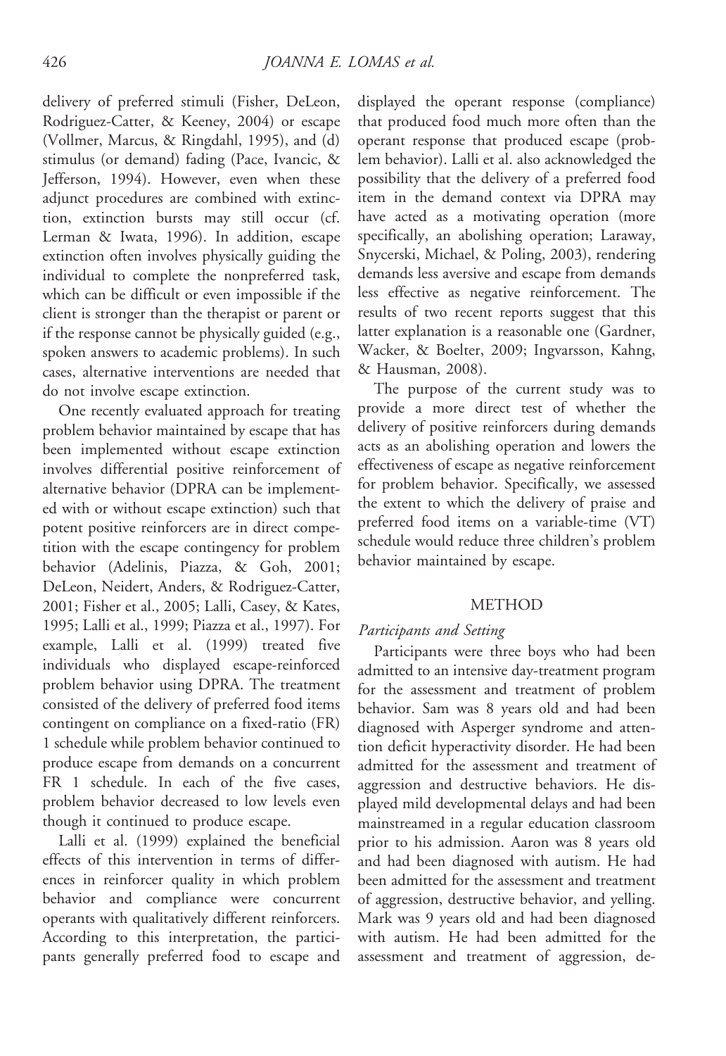delivery of preferred stimuli (Fisher, DeLeon, Rodriguez-Catter, & Keeney, 2004) or escape (Vollmer, Marcus, & Ringdahl, 1995), and (d) stimulus (or demand) fading (Pace, Ivancic, & Jefferson, 1994). However, even when these adjunct procedures are combined with extinction, extinction bursts may still occur (cf. Lerman & Iwata, 1996). In addition, escape extinction often involves physically guiding the individual to complete the nonpreferred task, which can be difficult or even impossible if the client is stronger than the therapist or parent or if the response cannot be physically guided (e.g., spoken answers to academic problems). In such cases, alternative interventions are needed that do not involve escape extinction.

One recently evaluated approach for treating problem behavior maintained by escape that has been implemented without escape extinction involves differential positive reinforcement of alternative behavior (DPRA can be implemented with or without escape extinction) such that potent positive reinforcers are in direct competition with the escape contingency for problem behavior (Adelinis, Piazza, & Goh, 2001; DeLeon, Neidert, Anders, & Rodriguez-Catter, 2001; Fisher et al., 2005; Lalli, Casey, & Kates, 1995; Lalli et al., 1999; Piazza et al., 1997). For example, Lalli et al. (1999) treated five individuals who displayed escape-reinforced problem behavior using DPRA. The treatment consisted of the delivery of preferred food items contingent on compliance on a fixed-ratio (FR) 1 schedule while problem behavior continued to produce escape from demands on a concurrent FR 1 schedule. In each of the five cases, problem behavior decreased to low levels even though it continued to produce escape.

Lalli et al. (1999) explained the beneficial effects of this intervention in terms of differences in reinforcer quality in which problem behavior and compliance were concurrent operants with qualitatively different reinforcers. According to this interpretation, the participants generally preferred food to escape and displayed the operant response (compliance) that produced food much more often than the operant response that produced escape (problem behavior). Lalli et al. also acknowledged the possibility that the delivery of a preferred food item in the demand context via DPRA may have acted as a motivating operation (more specifically, an abolishing operation; Laraway, Snycerski, Michael, & Poling, 2003), rendering demands less aversive and escape from demands less effective as negative reinforcement. The results of two recent reports suggest that this latter explanation is a reasonable one (Gardner, Wacker, & Boelter, 2009; Ingvarsson, Kahng, & Hausman, 2008).

The purpose of the current study was to provide a more direct test of whether the delivery of positive reinforcers during demands acts as an abolishing operation and lowers the effectiveness of escape as negative reinforcement for problem behavior. Specifically, we assessed the extent to which the delivery of praise and preferred food items on a variable-time (VT) schedule would reduce three children's problem behavior maintained by escape.

## METHOD

### *Participants and Setting*

Participants were three boys who had been admitted to an intensive day-treatment program for the assessment and treatment of problem behavior. Sam was 8 years old and had been diagnosed with Asperger syndrome and attention deficit hyperactivity disorder. He had been admitted for the assessment and treatment of aggression and destructive behaviors. He displayed mild developmental delays and had been mainstreamed in a regular education classroom prior to his admission. Aaron was 8 years old and had been diagnosed with autism. He had been admitted for the assessment and treatment of aggression, destructive behavior, and yelling. Mark was 9 years old and had been diagnosed with autism. He had been admitted for the assessment and treatment of aggression, de-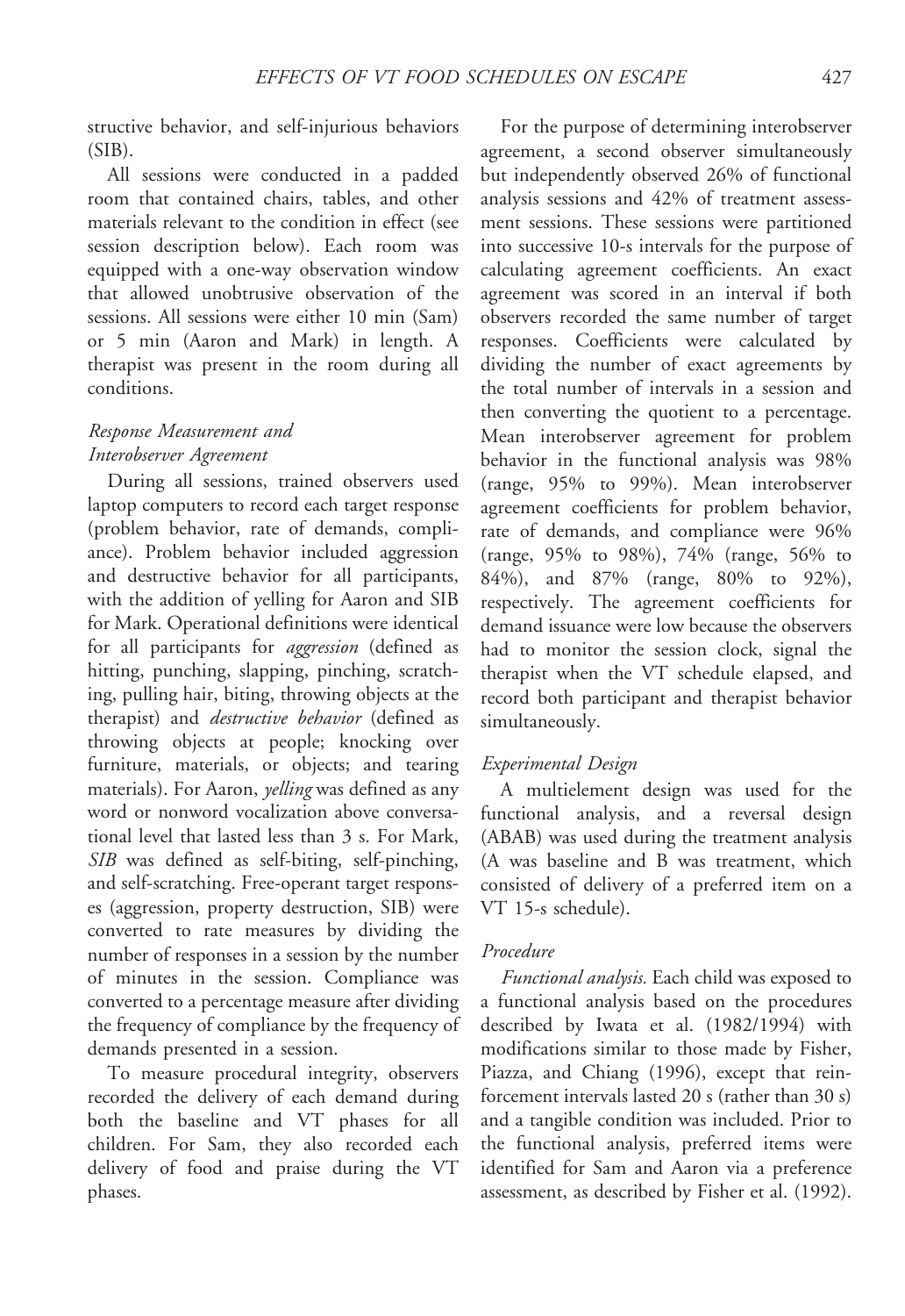structive behavior, and self-injurious behaviors (SIB).

All sessions were conducted in a padded room that contained chairs, tables, and other materials relevant to the condition in effect (see session description below). Each room was equipped with a one-way observation window that allowed unobtrusive observation of the sessions. All sessions were either 10 min (Sam) or 5 min (Aaron and Mark) in length. A therapist was present in the room during all conditions.

### *Response Measurement and Interobserver Agreement*

During all sessions, trained observers used laptop computers to record each target response (problem behavior, rate of demands, compliance). Problem behavior included aggression and destructive behavior for all participants, with the addition of yelling for Aaron and SIB for Mark. Operational definitions were identical for all participants for *aggression* (defined as hitting, punching, slapping, pinching, scratching, pulling hair, biting, throwing objects at the therapist) and *destructive behavior* (defined as throwing objects at people; knocking over furniture, materials, or objects; and tearing materials). For Aaron, *yelling* was defined as any word or nonword vocalization above conversational level that lasted less than 3 s. For Mark, *SIB* was defined as self-biting, self-pinching, and self-scratching. Free-operant target responses (aggression, property destruction, SIB) were converted to rate measures by dividing the number of responses in a session by the number of minutes in the session. Compliance was converted to a percentage measure after dividing the frequency of compliance by the frequency of demands presented in a session.

To measure procedural integrity, observers recorded the delivery of each demand during both the baseline and VT phases for all children. For Sam, they also recorded each delivery of food and praise during the VT phases.

For the purpose of determining interobserver agreement, a second observer simultaneously but independently observed 26% of functional analysis sessions and 42% of treatment assessment sessions. These sessions were partitioned into successive 10-s intervals for the purpose of calculating agreement coefficients. An exact agreement was scored in an interval if both observers recorded the same number of target responses. Coefficients were calculated by dividing the number of exact agreements by the total number of intervals in a session and then converting the quotient to a percentage. Mean interobserver agreement for problem behavior in the functional analysis was 98% (range, 95% to 99%). Mean interobserver agreement coefficients for problem behavior, rate of demands, and compliance were 96% (range, 95% to 98%), 74% (range, 56% to 84%), and 87% (range, 80% to 92%), respectively. The agreement coefficients for demand issuance were low because the observers had to monitor the session clock, signal the therapist when the VT schedule elapsed, and record both participant and therapist behavior simultaneously.

### *Experimental Design*

A multielement design was used for the functional analysis, and a reversal design (ABAB) was used during the treatment analysis (A was baseline and B was treatment, which consisted of delivery of a preferred item on a VT 15-s schedule).

### *Procedure*

*Functional analysis.* Each child was exposed to a functional analysis based on the procedures described by Iwata et al. (1982/1994) with modifications similar to those made by Fisher, Piazza, and Chiang (1996), except that reinforcement intervals lasted 20 s (rather than 30 s) and a tangible condition was included. Prior to the functional analysis, preferred items were identified for Sam and Aaron via a preference assessment, as described by Fisher et al. (1992).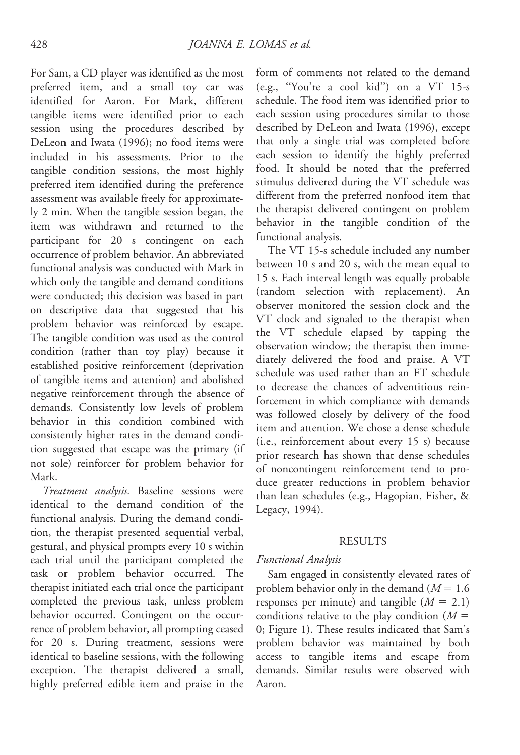For Sam, a CD player was identified as the most preferred item, and a small toy car was identified for Aaron. For Mark, different tangible items were identified prior to each session using the procedures described by DeLeon and Iwata (1996); no food items were included in his assessments. Prior to the tangible condition sessions, the most highly preferred item identified during the preference assessment was available freely for approximately 2 min. When the tangible session began, the item was withdrawn and returned to the participant for 20 s contingent on each occurrence of problem behavior. An abbreviated functional analysis was conducted with Mark in which only the tangible and demand conditions were conducted; this decision was based in part on descriptive data that suggested that his problem behavior was reinforced by escape. The tangible condition was used as the control condition (rather than toy play) because it established positive reinforcement (deprivation of tangible items and attention) and abolished negative reinforcement through the absence of demands. Consistently low levels of problem behavior in this condition combined with consistently higher rates in the demand condition suggested that escape was the primary (if not sole) reinforcer for problem behavior for Mark.

*Treatment analysis.* Baseline sessions were identical to the demand condition of the functional analysis. During the demand condition, the therapist presented sequential verbal, gestural, and physical prompts every 10 s within each trial until the participant completed the task or problem behavior occurred. The therapist initiated each trial once the participant completed the previous task, unless problem behavior occurred. Contingent on the occurrence of problem behavior, all prompting ceased for 20 s. During treatment, sessions were identical to baseline sessions, with the following exception. The therapist delivered a small, highly preferred edible item and praise in the form of comments not related to the demand (e.g., "You're a cool kid") on a VT 15-s schedule. The food item was identified prior to each session using procedures similar to those described by DeLeon and Iwata (1996), except that only a single trial was completed before each session to identify the highly preferred food. It should be noted that the preferred stimulus delivered during the VT schedule was different from the preferred nonfood item that the therapist delivered contingent on problem behavior in the tangible condition of the functional analysis.

The VT 15-s schedule included any number between 10 s and 20 s, with the mean equal to 15 s. Each interval length was equally probable (random selection with replacement). An observer monitored the session clock and the VT clock and signaled to the therapist when the VT schedule elapsed by tapping the observation window; the therapist then immediately delivered the food and praise. A VT schedule was used rather than an FT schedule to decrease the chances of adventitious reinforcement in which compliance with demands was followed closely by delivery of the food item and attention. We chose a dense schedule (i.e., reinforcement about every 15 s) because prior research has shown that dense schedules of noncontingent reinforcement tend to produce greater reductions in problem behavior than lean schedules (e.g., Hagopian, Fisher, & Legacy, 1994).

## RESULTS

### *Functional Analysis*

Sam engaged in consistently elevated rates of problem behavior only in the demand ($M = 1.6$ responses per minute) and tangible ($M = 2.1$) conditions relative to the play condition ($M = 0$; Figure 1). These results indicated that Sam's problem behavior was maintained by both access to tangible items and escape from demands. Similar results were observed with Aaron.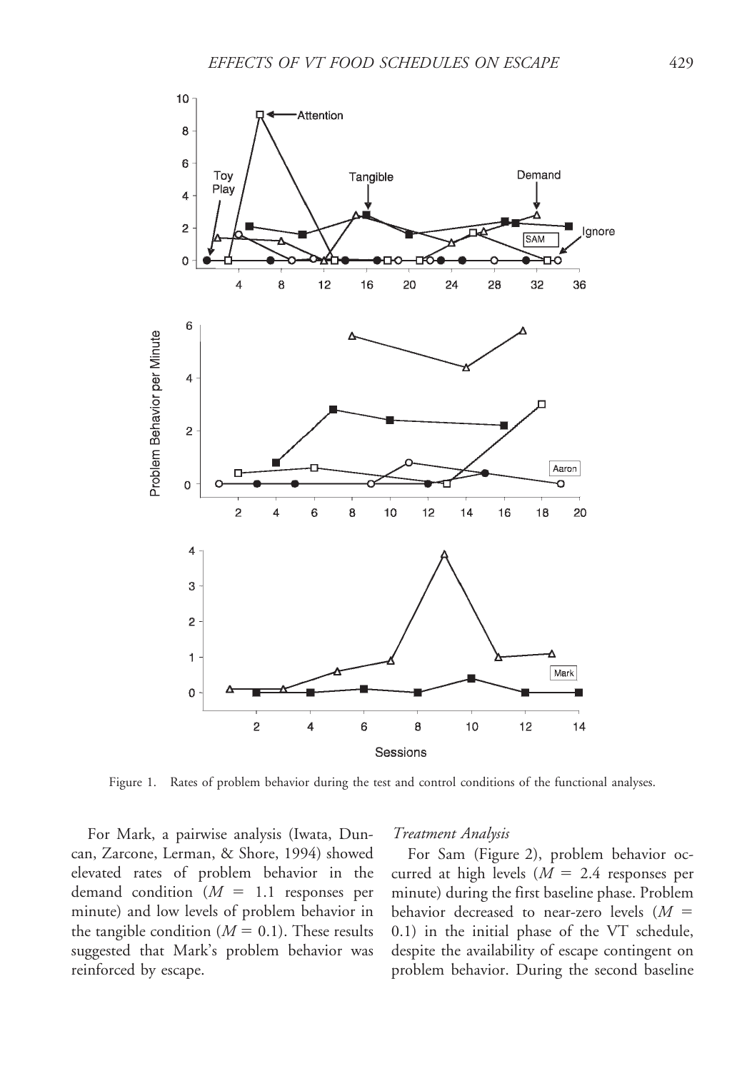Figure 1. Rates of problem behavior during the test and control conditions of the functional analyses.

For Mark, a pairwise analysis (Iwata, Duncan, Zarcone, Lerman, & Shore, 1994) showed elevated rates of problem behavior in the demand condition ($M$ = 1.1 responses per minute) and low levels of problem behavior in the tangible condition ($M$ = 0.1). These results suggested that Mark's problem behavior was reinforced by escape.

### *Treatment Analysis*

For Sam (Figure 2), problem behavior occurred at high levels ($M$ = 2.4 responses per minute) during the first baseline phase. Problem behavior decreased to near-zero levels ($M$ = 0.1) in the initial phase of the VT schedule, despite the availability of escape contingent on problem behavior. During the second baseline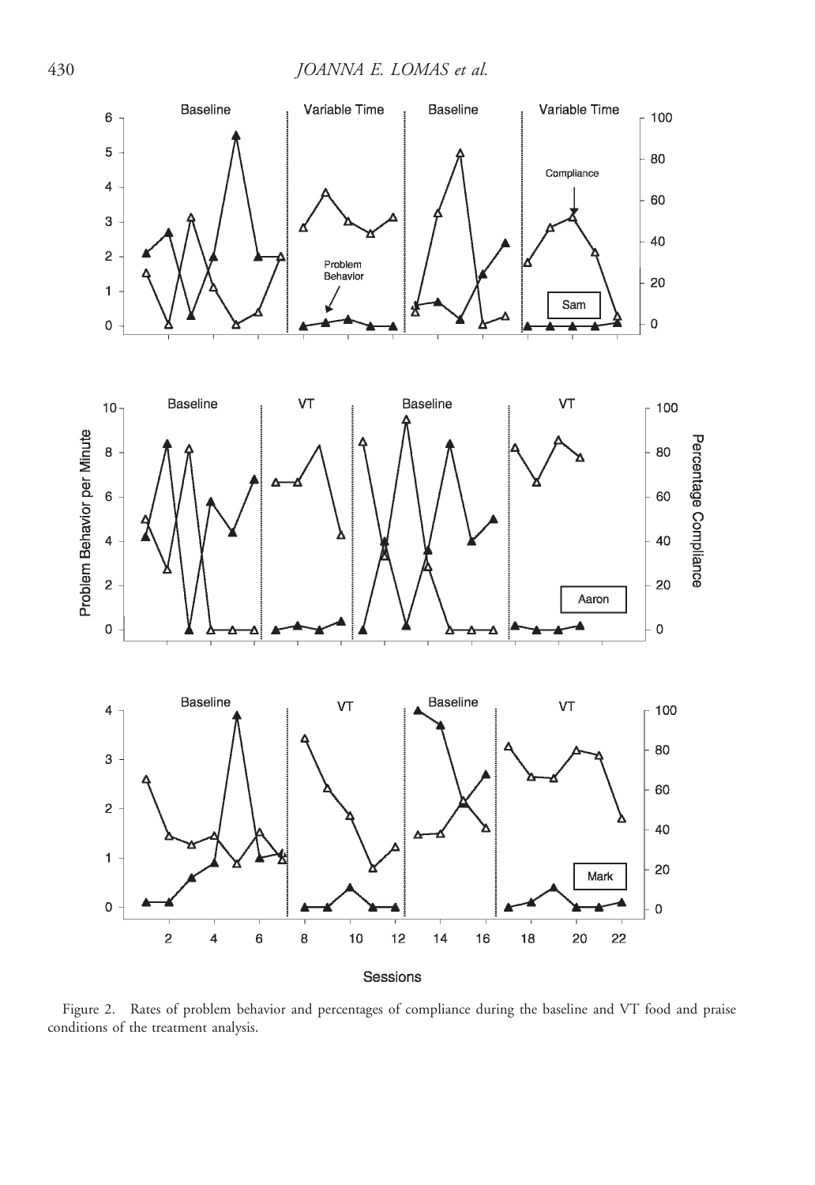Figure 2. Rates of problem behavior and percentages of compliance during the baseline and VT food and praise conditions of the treatment analysis.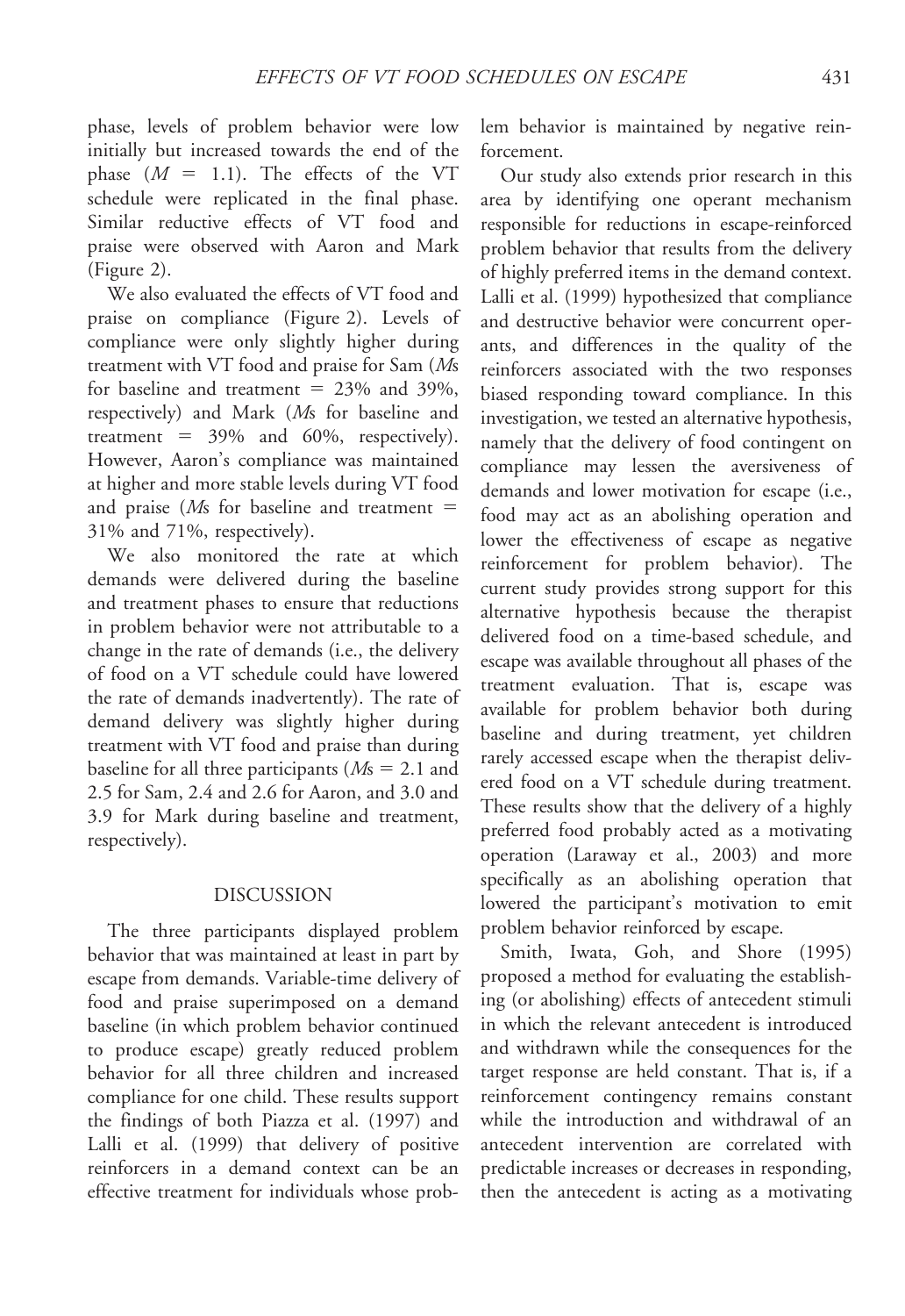phase, levels of problem behavior were low initially but increased towards the end of the phase ($M = 1.1$). The effects of the VT schedule were replicated in the final phase. Similar reductive effects of VT food and praise were observed with Aaron and Mark (Figure 2).

We also evaluated the effects of VT food and praise on compliance (Figure 2). Levels of compliance were only slightly higher during treatment with VT food and praise for Sam (*M*s for baseline and treatment = 23% and 39%, respectively) and Mark (*M*s for baseline and treatment = 39% and 60%, respectively). However, Aaron's compliance was maintained at higher and more stable levels during VT food and praise (*M*s for baseline and treatment = 31% and 71%, respectively).

We also monitored the rate at which demands were delivered during the baseline and treatment phases to ensure that reductions in problem behavior were not attributable to a change in the rate of demands (i.e., the delivery of food on a VT schedule could have lowered the rate of demands inadvertently). The rate of demand delivery was slightly higher during treatment with VT food and praise than during baseline for all three participants (*M*s = 2.1 and 2.5 for Sam, 2.4 and 2.6 for Aaron, and 3.0 and 3.9 for Mark during baseline and treatment, respectively).

## DISCUSSION

The three participants displayed problem behavior that was maintained at least in part by escape from demands. Variable-time delivery of food and praise superimposed on a demand baseline (in which problem behavior continued to produce escape) greatly reduced problem behavior for all three children and increased compliance for one child. These results support the findings of both Piazza et al. (1997) and Lalli et al. (1999) that delivery of positive reinforcers in a demand context can be an effective treatment for individuals whose problem behavior is maintained by negative reinforcement.

Our study also extends prior research in this area by identifying one operant mechanism responsible for reductions in escape-reinforced problem behavior that results from the delivery of highly preferred items in the demand context. Lalli et al. (1999) hypothesized that compliance and destructive behavior were concurrent operants, and differences in the quality of the reinforcers associated with the two responses biased responding toward compliance. In this investigation, we tested an alternative hypothesis, namely that the delivery of food contingent on compliance may lessen the aversiveness of demands and lower motivation for escape (i.e., food may act as an abolishing operation and lower the effectiveness of escape as negative reinforcement for problem behavior). The current study provides strong support for this alternative hypothesis because the therapist delivered food on a time-based schedule, and escape was available throughout all phases of the treatment evaluation. That is, escape was available for problem behavior both during baseline and during treatment, yet children rarely accessed escape when the therapist delivered food on a VT schedule during treatment. These results show that the delivery of a highly preferred food probably acted as a motivating operation (Laraway et al., 2003) and more specifically as an abolishing operation that lowered the participant's motivation to emit problem behavior reinforced by escape.

Smith, Iwata, Goh, and Shore (1995) proposed a method for evaluating the establishing (or abolishing) effects of antecedent stimuli in which the relevant antecedent is introduced and withdrawn while the consequences for the target response are held constant. That is, if a reinforcement contingency remains constant while the introduction and withdrawal of an antecedent intervention are correlated with predictable increases or decreases in responding, then the antecedent is acting as a motivating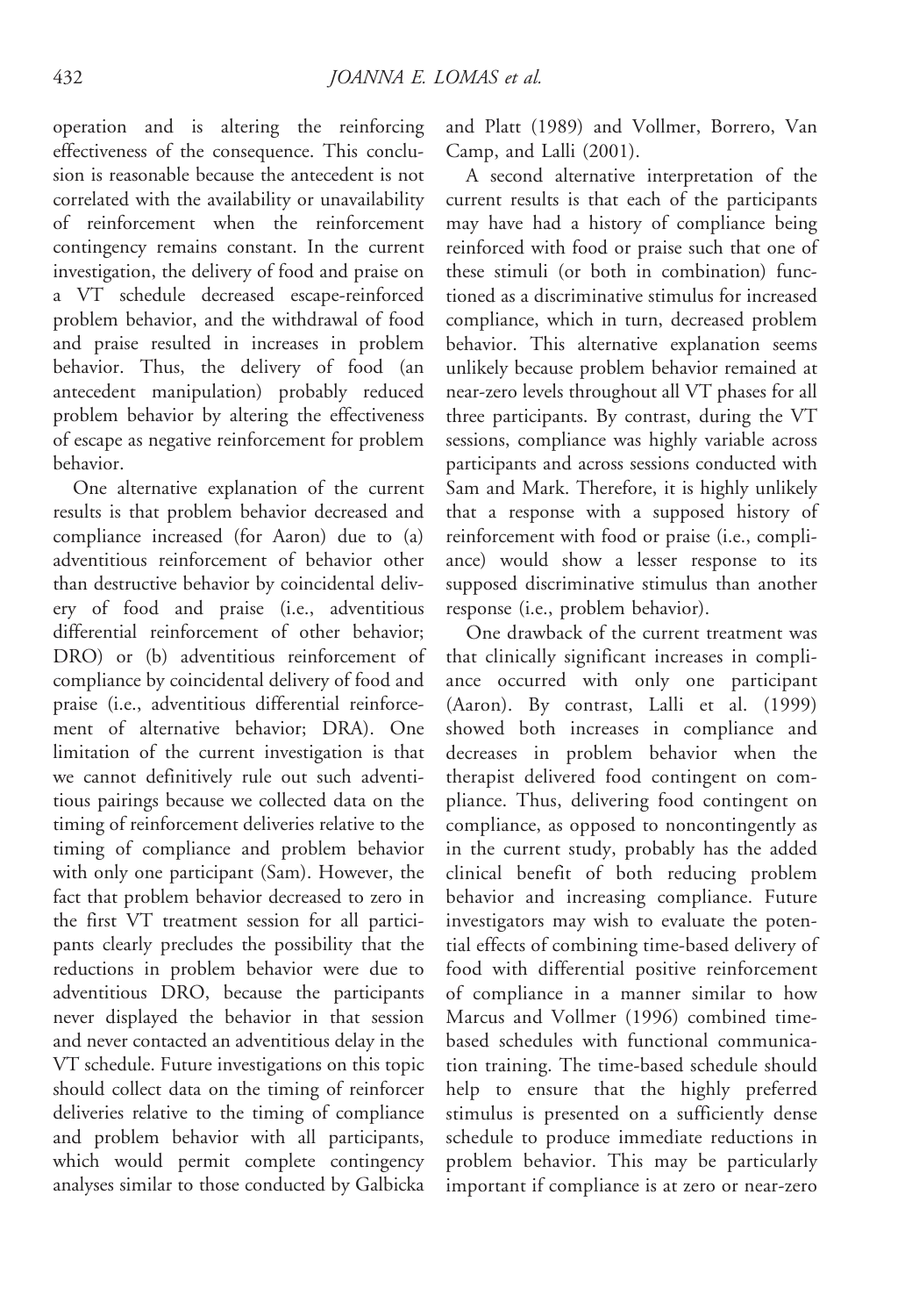operation and is altering the reinforcing effectiveness of the consequence. This conclusion is reasonable because the antecedent is not correlated with the availability or unavailability of reinforcement when the reinforcement contingency remains constant. In the current investigation, the delivery of food and praise on a VT schedule decreased escape-reinforced problem behavior, and the withdrawal of food and praise resulted in increases in problem behavior. Thus, the delivery of food (an antecedent manipulation) probably reduced problem behavior by altering the effectiveness of escape as negative reinforcement for problem behavior.

One alternative explanation of the current results is that problem behavior decreased and compliance increased (for Aaron) due to (a) adventitious reinforcement of behavior other than destructive behavior by coincidental delivery of food and praise (i.e., adventitious differential reinforcement of other behavior; DRO) or (b) adventitious reinforcement of compliance by coincidental delivery of food and praise (i.e., adventitious differential reinforcement of alternative behavior; DRA). One limitation of the current investigation is that we cannot definitively rule out such adventitious pairings because we collected data on the timing of reinforcement deliveries relative to the timing of compliance and problem behavior with only one participant (Sam). However, the fact that problem behavior decreased to zero in the first VT treatment session for all participants clearly precludes the possibility that the reductions in problem behavior were due to adventitious DRO, because the participants never displayed the behavior in that session and never contacted an adventitious delay in the VT schedule. Future investigations on this topic should collect data on the timing of reinforcer deliveries relative to the timing of compliance and problem behavior with all participants, which would permit complete contingency analyses similar to those conducted by Galbicka and Platt (1989) and Vollmer, Borrero, Van Camp, and Lalli (2001).

A second alternative interpretation of the current results is that each of the participants may have had a history of compliance being reinforced with food or praise such that one of these stimuli (or both in combination) functioned as a discriminative stimulus for increased compliance, which in turn, decreased problem behavior. This alternative explanation seems unlikely because problem behavior remained at near-zero levels throughout all VT phases for all three participants. By contrast, during the VT sessions, compliance was highly variable across participants and across sessions conducted with Sam and Mark. Therefore, it is highly unlikely that a response with a supposed history of reinforcement with food or praise (i.e., compliance) would show a lesser response to its supposed discriminative stimulus than another response (i.e., problem behavior).

One drawback of the current treatment was that clinically significant increases in compliance occurred with only one participant (Aaron). By contrast, Lalli et al. (1999) showed both increases in compliance and decreases in problem behavior when the therapist delivered food contingent on compliance. Thus, delivering food contingent on compliance, as opposed to noncontingently as in the current study, probably has the added clinical benefit of both reducing problem behavior and increasing compliance. Future investigators may wish to evaluate the potential effects of combining time-based delivery of food with differential positive reinforcement of compliance in a manner similar to how Marcus and Vollmer (1996) combined time-based schedules with functional communication training. The time-based schedule should help to ensure that the highly preferred stimulus is presented on a sufficiently dense schedule to produce immediate reductions in problem behavior. This may be particularly important if compliance is at zero or near-zero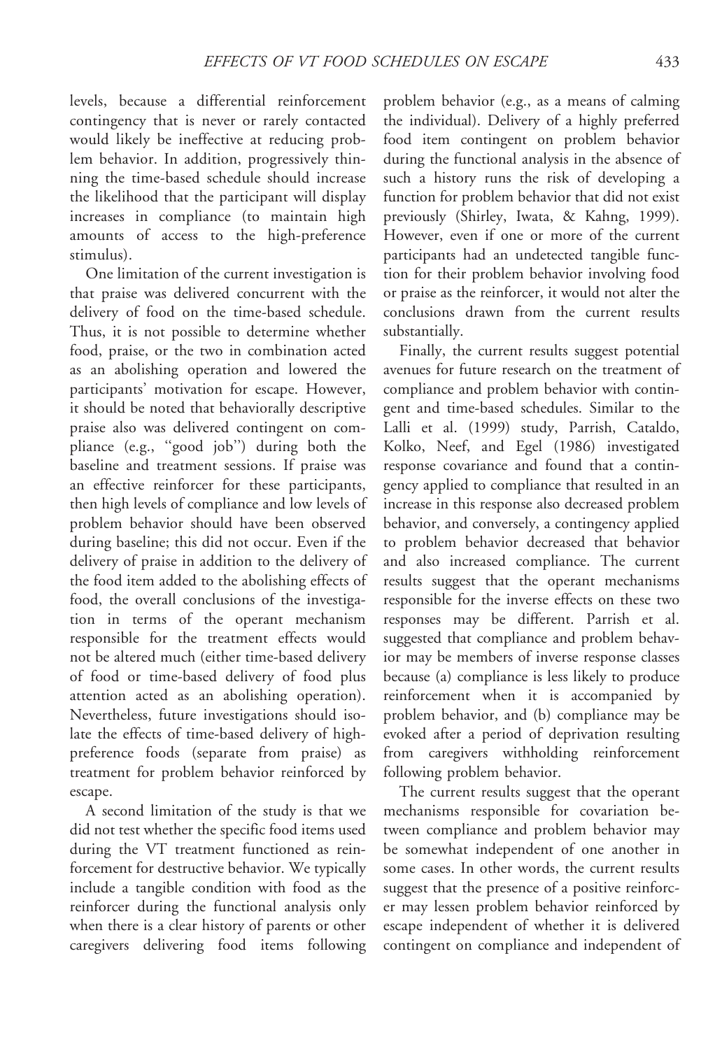levels, because a differential reinforcement contingency that is never or rarely contacted would likely be ineffective at reducing problem behavior. In addition, progressively thinning the time-based schedule should increase the likelihood that the participant will display increases in compliance (to maintain high amounts of access to the high-preference stimulus).

One limitation of the current investigation is that praise was delivered concurrent with the delivery of food on the time-based schedule. Thus, it is not possible to determine whether food, praise, or the two in combination acted as an abolishing operation and lowered the participants' motivation for escape. However, it should be noted that behaviorally descriptive praise also was delivered contingent on compliance (e.g., ''good job'') during both the baseline and treatment sessions. If praise was an effective reinforcer for these participants, then high levels of compliance and low levels of problem behavior should have been observed during baseline; this did not occur. Even if the delivery of praise in addition to the delivery of the food item added to the abolishing effects of food, the overall conclusions of the investigation in terms of the operant mechanism responsible for the treatment effects would not be altered much (either time-based delivery of food or time-based delivery of food plus attention acted as an abolishing operation). Nevertheless, future investigations should isolate the effects of time-based delivery of high-preference foods (separate from praise) as treatment for problem behavior reinforced by escape.

A second limitation of the study is that we did not test whether the specific food items used during the VT treatment functioned as reinforcement for destructive behavior. We typically include a tangible condition with food as the reinforcer during the functional analysis only when there is a clear history of parents or other caregivers delivering food items following problem behavior (e.g., as a means of calming the individual). Delivery of a highly preferred food item contingent on problem behavior during the functional analysis in the absence of such a history runs the risk of developing a function for problem behavior that did not exist previously (Shirley, Iwata, & Kahng, 1999). However, even if one or more of the current participants had an undetected tangible function for their problem behavior involving food or praise as the reinforcer, it would not alter the conclusions drawn from the current results substantially.

Finally, the current results suggest potential avenues for future research on the treatment of compliance and problem behavior with contingent and time-based schedules. Similar to the Lalli et al. (1999) study, Parrish, Cataldo, Kolko, Neef, and Egel (1986) investigated response covariance and found that a contingency applied to compliance that resulted in an increase in this response also decreased problem behavior, and conversely, a contingency applied to problem behavior decreased that behavior and also increased compliance. The current results suggest that the operant mechanisms responsible for the inverse effects on these two responses may be different. Parrish et al. suggested that compliance and problem behavior may be members of inverse response classes because (a) compliance is less likely to produce reinforcement when it is accompanied by problem behavior, and (b) compliance may be evoked after a period of deprivation resulting from caregivers withholding reinforcement following problem behavior.

The current results suggest that the operant mechanisms responsible for covariation between compliance and problem behavior may be somewhat independent of one another in some cases. In other words, the current results suggest that the presence of a positive reinforcer may lessen problem behavior reinforced by escape independent of whether it is delivered contingent on compliance and independent of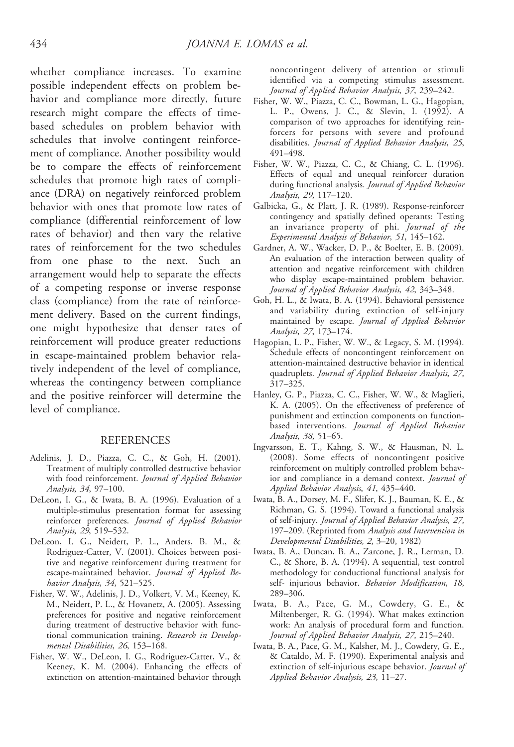whether compliance increases. To examine possible independent effects on problem behavior and compliance more directly, future research might compare the effects of time-based schedules on problem behavior with schedules that involve contingent reinforcement of compliance. Another possibility would be to compare the effects of reinforcement schedules that promote high rates of compliance (DRA) on negatively reinforced problem behavior with ones that promote low rates of compliance (differential reinforcement of low rates of behavior) and then vary the relative rates of reinforcement for the two schedules from one phase to the next. Such an arrangement would help to separate the effects of a competing response or inverse response class (compliance) from the rate of reinforcement delivery. Based on the current findings, one might hypothesize that denser rates of reinforcement will produce greater reductions in escape-maintained problem behavior relatively independent of the level of compliance, whereas the contingency between compliance and the positive reinforcer will determine the level of compliance.

## REFERENCES

Adelinis, J. D., Piazza, C. C., & Goh, H. (2001). Treatment of multiply controlled destructive behavior with food reinforcement. *Journal of Applied Behavior Analysis*, *34*, 97–100.

DeLeon, I. G., & Iwata, B. A. (1996). Evaluation of a multiple-stimulus presentation format for assessing reinforcer preferences. *Journal of Applied Behavior Analysis*, *29*, 519–532.

DeLeon, I. G., Neidert, P. L., Anders, B. M., & Rodriguez-Catter, V. (2001). Choices between positive and negative reinforcement during treatment for escape-maintained behavior. *Journal of Applied Behavior Analysis*, *34*, 521–525.

Fisher, W. W., Adelinis, J. D., Volkert, V. M., Keeney, K. M., Neidert, P. L., & Hovanetz, A. (2005). Assessing preferences for positive and negative reinforcement during treatment of destructive behavior with functional communication training. *Research in Developmental Disabilities*, *26*, 153–168.

Fisher, W. W., DeLeon, I. G., Rodriguez-Catter, V., & Keeney, K. M. (2004). Enhancing the effects of extinction on attention-maintained behavior through noncontingent delivery of attention or stimuli identified via a competing stimulus assessment. *Journal of Applied Behavior Analysis*, *37*, 239–242.

Fisher, W. W., Piazza, C. C., Bowman, L. G., Hagopian, L. P., Owens, J. C., & Slevin, I. (1992). A comparison of two approaches for identifying reinforcers for persons with severe and profound disabilities. *Journal of Applied Behavior Analysis*, *25*, 491–498.

Fisher, W. W., Piazza, C. C., & Chiang, C. L. (1996). Effects of equal and unequal reinforcer duration during functional analysis. *Journal of Applied Behavior Analysis*, *29*, 117–120.

Galbicka, G., & Platt, J. R. (1989). Response-reinforcer contingency and spatially defined operants: Testing an invariance property of phi. *Journal of the Experimental Analysis of Behavior*, *51*, 145–162.

Gardner, A. W., Wacker, D. P., & Boelter, E. B. (2009). An evaluation of the interaction between quality of attention and negative reinforcement with children who display escape-maintained problem behavior. *Journal of Applied Behavior Analysis*, *42*, 343–348.

Goh, H. L., & Iwata, B. A. (1994). Behavioral persistence and variability during extinction of self-injury maintained by escape. *Journal of Applied Behavior Analysis*, *27*, 173–174.

Hagopian, L. P., Fisher, W. W., & Legacy, S. M. (1994). Schedule effects of noncontingent reinforcement on attention-maintained destructive behavior in identical quadruplets. *Journal of Applied Behavior Analysis*, *27*, 317–325.

Hanley, G. P., Piazza, C. C., Fisher, W. W., & Maglieri, K. A. (2005). On the effectiveness of preference of punishment and extinction components on function-based interventions. *Journal of Applied Behavior Analysis*, *38*, 51–65.

Ingvarsson, E. T., Kahng, S. W., & Hausman, N. L. (2008). Some effects of noncontingent positive reinforcement on multiply controlled problem behavior and compliance in a demand context. *Journal of Applied Behavior Analysis*, *41*, 435–440.

Iwata, B. A., Dorsey, M. F., Slifer, K. J., Bauman, K. E., & Richman, G. S. (1994). Toward a functional analysis of self-injury. *Journal of Applied Behavior Analysis*, *27*, 197–209. (Reprinted from *Analysis and Intervention in Developmental Disabilities, 2*, 3–20, 1982)

Iwata, B. A., Duncan, B. A., Zarcone, J. R., Lerman, D. C., & Shore, B. A. (1994). A sequential, test control methodology for conductional functional analysis for self- injurious behavior. *Behavior Modification*, *18*, 289–306.

Iwata, B. A., Pace, G. M., Cowdery, G. E., & Miltenberger, R. G. (1994). What makes extinction work: An analysis of procedural form and function. *Journal of Applied Behavior Analysis*, *27*, 215–240.

Iwata, B. A., Pace, G. M., Kalsher, M. J., Cowdery, G. E., & Cataldo, M. F. (1990). Experimental analysis and extinction of self-injurious escape behavior. *Journal of Applied Behavior Analysis*, *23*, 11–27.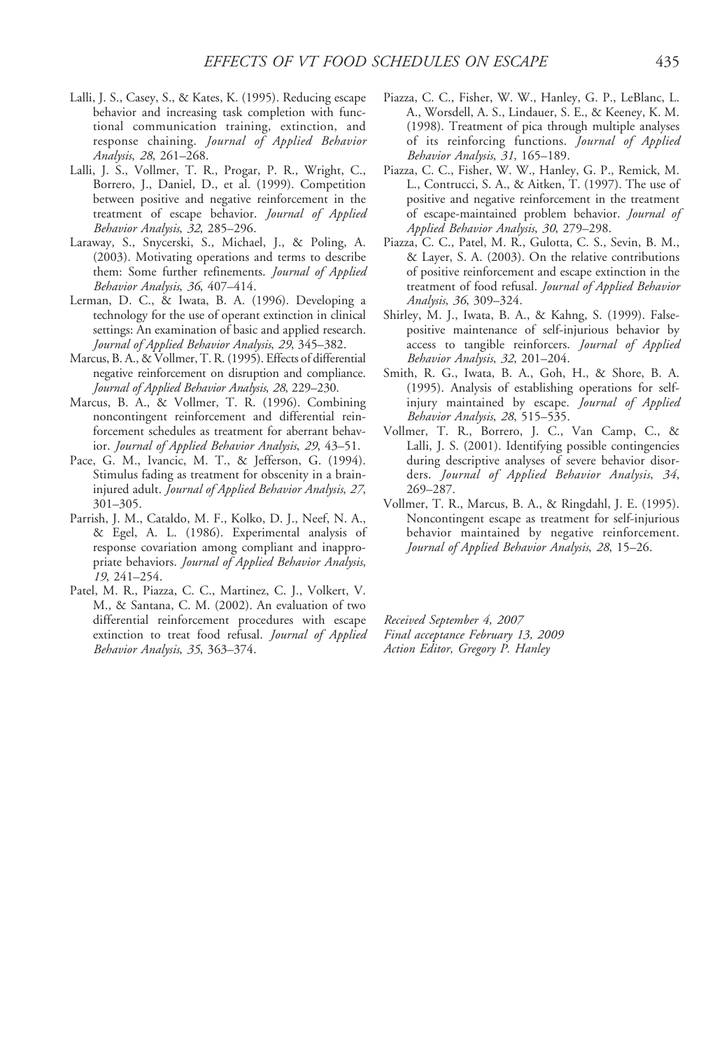Lalli, J. S., Casey, S., & Kates, K. (1995). Reducing escape behavior and increasing task completion with functional communication training, extinction, and response chaining. *Journal of Applied Behavior Analysis*, *28*, 261–268.

Lalli, J. S., Vollmer, T. R., Progar, P. R., Wright, C., Borrero, J., Daniel, D., et al. (1999). Competition between positive and negative reinforcement in the treatment of escape behavior. *Journal of Applied Behavior Analysis*, *32*, 285–296.

Laraway, S., Snycerski, S., Michael, J., & Poling, A. (2003). Motivating operations and terms to describe them: Some further refinements. *Journal of Applied Behavior Analysis*, *36*, 407–414.

Lerman, D. C., & Iwata, B. A. (1996). Developing a technology for the use of operant extinction in clinical settings: An examination of basic and applied research. *Journal of Applied Behavior Analysis*, *29*, 345–382.

Marcus, B. A., & Vollmer, T. R. (1995). Effects of differential negative reinforcement on disruption and compliance. *Journal of Applied Behavior Analysis*, *28*, 229–230.

Marcus, B. A., & Vollmer, T. R. (1996). Combining noncontingent reinforcement and differential reinforcement schedules as treatment for aberrant behavior. *Journal of Applied Behavior Analysis*, *29*, 43–51.

Pace, G. M., Ivancic, M. T., & Jefferson, G. (1994). Stimulus fading as treatment for obscenity in a brain-injured adult. *Journal of Applied Behavior Analysis*, *27*, 301–305.

Parrish, J. M., Cataldo, M. F., Kolko, D. J., Neef, N. A., & Egel, A. L. (1986). Experimental analysis of response covariation among compliant and inappropriate behaviors. *Journal of Applied Behavior Analysis*, *19*, 241–254.

Patel, M. R., Piazza, C. C., Martinez, C. J., Volkert, V. M., & Santana, C. M. (2002). An evaluation of two differential reinforcement procedures with escape extinction to treat food refusal. *Journal of Applied Behavior Analysis*, *35*, 363–374.

Piazza, C. C., Fisher, W. W., Hanley, G. P., LeBlanc, L. A., Worsdell, A. S., Lindauer, S. E., & Keeney, K. M. (1998). Treatment of pica through multiple analyses of its reinforcing functions. *Journal of Applied Behavior Analysis*, *31*, 165–189.

Piazza, C. C., Fisher, W. W., Hanley, G. P., Remick, M. L., Contrucci, S. A., & Aitken, T. (1997). The use of positive and negative reinforcement in the treatment of escape-maintained problem behavior. *Journal of Applied Behavior Analysis*, *30*, 279–298.

Piazza, C. C., Patel, M. R., Gulotta, C. S., Sevin, B. M., & Layer, S. A. (2003). On the relative contributions of positive reinforcement and escape extinction in the treatment of food refusal. *Journal of Applied Behavior Analysis*, *36*, 309–324.

Shirley, M. J., Iwata, B. A., & Kahng, S. (1999). False-positive maintenance of self-injurious behavior by access to tangible reinforcers. *Journal of Applied Behavior Analysis*, *32*, 201–204.

Smith, R. G., Iwata, B. A., Goh, H., & Shore, B. A. (1995). Analysis of establishing operations for self-injury maintained by escape. *Journal of Applied Behavior Analysis*, *28*, 515–535.

Vollmer, T. R., Borrero, J. C., Van Camp, C., & Lalli, J. S. (2001). Identifying possible contingencies during descriptive analyses of severe behavior disorders. *Journal of Applied Behavior Analysis*, *34*, 269–287.

Vollmer, T. R., Marcus, B. A., & Ringdahl, J. E. (1995). Noncontingent escape as treatment for self-injurious behavior maintained by negative reinforcement. *Journal of Applied Behavior Analysis*, *28*, 15–26.

*Received September 4, 2007*
*Final acceptance February 13, 2009*
*Action Editor, Gregory P. Hanley*